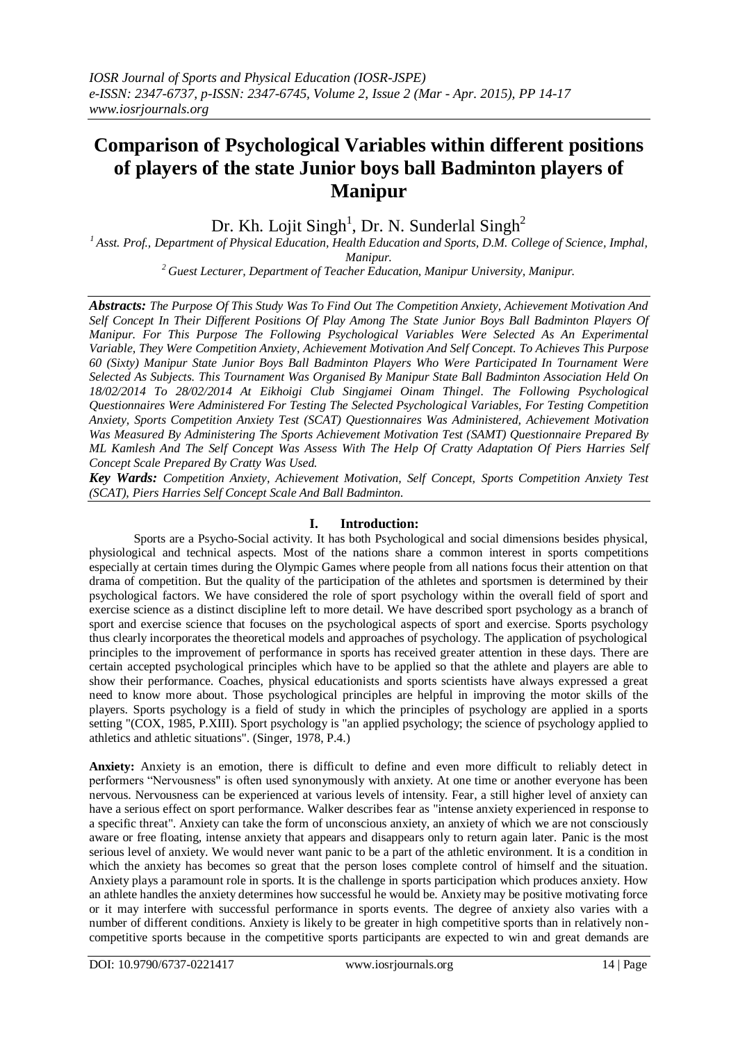# Comparison of Psychological Variables within different positions of players of the state Junior boys ball Badminton players of Manipur

Dr. Kh. Lojit Singh[1], Dr. N. Sunderlal Singh[2]

[1] Asst. Prof., Department of Physical Education, Health Education and Sports, D.M. College of Science, Imphal, Manipur.

[2] Guest Lecturer, Department of Teacher Education, Manipur University, Manipur.

***Abstracts:*** *The Purpose Of This Study Was To Find Out The Competition Anxiety, Achievement Motivation And Self Concept In Their Different Positions Of Play Among The State Junior Boys Ball Badminton Players Of Manipur. For This Purpose The Following Psychological Variables Were Selected As An Experimental Variable, They Were Competition Anxiety, Achievement Motivation And Self Concept. To Achieves This Purpose 60 (Sixty) Manipur State Junior Boys Ball Badminton Players Who Were Participated In Tournament Were Selected As Subjects. This Tournament Was Organised By Manipur State Ball Badminton Association Held On 18/02/2014 To 28/02/2014 At Eikhoigi Club Singjamei Oinam Thingel. The Following Psychological Questionnaires Were Administered For Testing The Selected Psychological Variables, For Testing Competition Anxiety, Sports Competition Anxiety Test (SCAT) Questionnaires Was Administered, Achievement Motivation Was Measured By Administering The Sports Achievement Motivation Test (SAMT) Questionnaire Prepared By ML Kamlesh And The Self Concept Was Assess With The Help Of Cratty Adaptation Of Piers Harries Self Concept Scale Prepared By Cratty Was Used.*

***Key Wards:*** *Competition Anxiety, Achievement Motivation, Self Concept, Sports Competition Anxiety Test (SCAT), Piers Harries Self Concept Scale And Ball Badminton.*

## I. Introduction:

Sports are a Psycho-Social activity. It has both Psychological and social dimensions besides physical, physiological and technical aspects. Most of the nations share a common interest in sports competitions especially at certain times during the Olympic Games where people from all nations focus their attention on that drama of competition. But the quality of the participation of the athletes and sportsmen is determined by their psychological factors. We have considered the role of sport psychology within the overall field of sport and exercise science as a distinct discipline left to more detail. We have described sport psychology as a branch of sport and exercise science that focuses on the psychological aspects of sport and exercise. Sports psychology thus clearly incorporates the theoretical models and approaches of psychology. The application of psychological principles to the improvement of performance in sports has received greater attention in these days. There are certain accepted psychological principles which have to be applied so that the athlete and players are able to show their performance. Coaches, physical educationists and sports scientists have always expressed a great need to know more about. Those psychological principles are helpful in improving the motor skills of the players. Sports psychology is a field of study in which the principles of psychology are applied in a sports setting "(COX, 1985, P.XIII). Sport psychology is "an applied psychology; the science of psychology applied to athletics and athletic situations". (Singer, 1978, P.4.)

**Anxiety:** Anxiety is an emotion, there is difficult to define and even more difficult to reliably detect in performers "Nervousness" is often used synonymously with anxiety. At one time or another everyone has been nervous. Nervousness can be experienced at various levels of intensity. Fear, a still higher level of anxiety can have a serious effect on sport performance. Walker describes fear as "intense anxiety experienced in response to a specific threat". Anxiety can take the form of unconscious anxiety, an anxiety of which we are not consciously aware or free floating, intense anxiety that appears and disappears only to return again later. Panic is the most serious level of anxiety. We would never want panic to be a part of the athletic environment. It is a condition in which the anxiety has becomes so great that the person loses complete control of himself and the situation. Anxiety plays a paramount role in sports. It is the challenge in sports participation which produces anxiety. How an athlete handles the anxiety determines how successful he would be. Anxiety may be positive motivating force or it may interfere with successful performance in sports events. The degree of anxiety also varies with a number of different conditions. Anxiety is likely to be greater in high competitive sports than in relatively non-competitive sports because in the competitive sports participants are expected to win and great demands are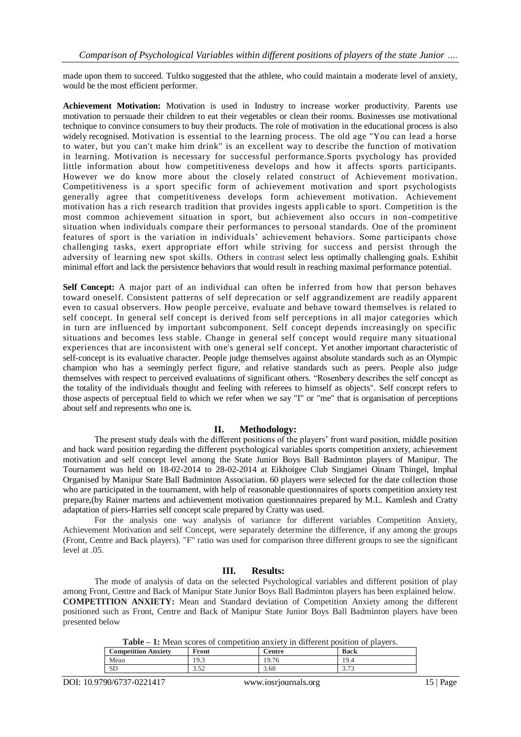made upon them to succeed. Tultko suggested that the athlete, who could maintain a moderate level of anxiety, would be the most efficient performer.

**Achievement Motivation:** Motivation is used in Industry to increase worker productivity. Parents use motivation to persuade their children to eat their vegetables or clean their rooms. Businesses use motivational technique to convince consumers to buy their products. The role of motivation in the educational process is also widely recognised. Motivation is essential to the learning process. The old age "You can lead a horse to water, but you can't make him drink" is an excellent way to describe the function of motivation in learning. Motivation is necessary for successful performance.Sports psychology has provided little information about how competitiveness develops and how it affects sports participants. However we do know more about the closely related construct of Achievement motivation. Competitiveness is a sport specific form of achievement motivation and sport psychologists generally agree that competitiveness develops form achievement motivation. Achievement motivation has a rich research tradition that provides ingests applicable to sport. Competition is the most common achievement situation in sport, but achievement also occurs in non-competitive situation when individuals compare their performances to personal standards. One of the prominent features of sport is the variation in individuals' achievement behaviors. Some participants chose challenging tasks, exert appropriate effort while striving for success and persist through the adversity of learning new spot skills. Others in contrast select less optimally challenging goals. Exhibit minimal effort and lack the persistence behaviors that would result in reaching maximal performance potential.

**Self Concept:** A major part of an individual can often be inferred from how that person behaves toward oneself. Consistent patterns of self deprecation or self aggrandizement are readily apparent even to casual observers. How people perceive, evaluate and behave toward themselves is related to self concept. In general self concept is derived from self perceptions in all major categories which in turn are influenced by important subcomponent. Self concept depends increasingly on specific situations and becomes less stable. Change in general self concept would require many situational experiences that are inconsistent with one's general self concept. Yet another important characteristic of self-concept is its evaluative character. People judge themselves against absolute standards such as an Olympic champion who has a seemingly perfect figure, and relative standards such as peers. People also judge themselves with respect to perceived evaluations of significant others. "Rosenbery describes the self concept as the totality of the individuals thought and feeling with referees to himself as objects". Self concept refers to those aspects of perceptual field to which we refer when we say "I" or "me" that is organisation of perceptions about self and represents who one is.

## II. Methodology:

The present study deals with the different positions of the players' front ward position, middle position and back ward position regarding the different psychological variables sports competition anxiety, achievement motivation and self concept level among the State Junior Boys Ball Badminton players of Manipur. The Tournament was held on 18-02-2014 to 28-02-2014 at Eikhoigee Club Singjamei Oinam Thingel, Imphal Organised by Manipur State Ball Badminton Association. 60 players were selected for the date collection those who are participated in the tournament, with help of reasonable questionnaires of sports competition anxiety test prepare,(by Rainer martens and achievement motivation questionnaires prepared by M.L. Kamlesh and Cratty adaptation of piers-Harries self concept scale prepared by Cratty was used.

For the analysis one way analysis of variance for different variables Competition Anxiety, Achievement Motivation and self Concept, were separately determine the difference, if any among the groups (Front, Centre and Back players). "F" ratio was used for comparison three different groups to see the significant level at .05.

## III. Results:

The mode of analysis of data on the selected Psychological variables and different position of play among Front, Centre and Back of Manipur State Junior Boys Ball Badminton players has been explained below.
**COMPETITION ANXIETY:** Mean and Standard deviation of Competition Anxiety among the different positioned such as Front, Centre and Back of Manipur State Junior Boys Ball Badminton players have been presented below

**Table – 1:** Mean scores of competition anxiety in different position of players.

| Competition Anxiety | Front | Centre | Back |
|---|---|---|---|
| Mean | 19.3 | 19.76 | 19.4 |
| SD | 3.52 | 3.68 | 3.73 |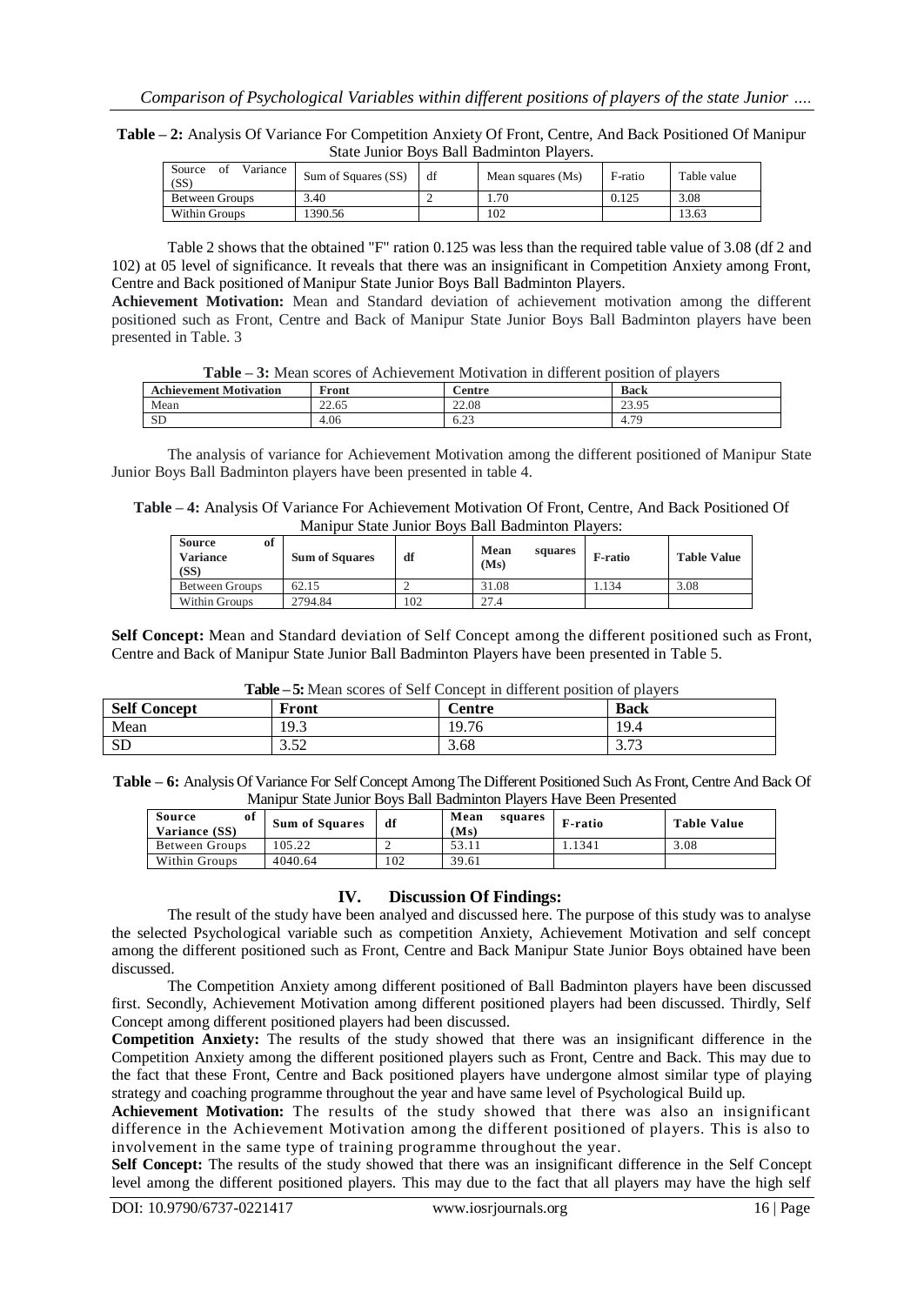**Table – 2:** Analysis Of Variance For Competition Anxiety Of Front, Centre, And Back Positioned Of Manipur State Junior Boys Ball Badminton Players.

| Source of Variance (SS) | Sum of Squares (SS) | df | Mean squares (Ms) | F-ratio | Table value |
|---|---|---|---|---|---|
| Between Groups | 3.40 | 2 | 1.70 | 0.125 | 3.08 |
| Within Groups | 1390.56 | | 102 | | 13.63 |

Table 2 shows that the obtained "F" ration 0.125 was less than the required table value of 3.08 (df 2 and 102) at 05 level of significance. It reveals that there was an insignificant in Competition Anxiety among Front, Centre and Back positioned of Manipur State Junior Boys Ball Badminton Players.

**Achievement Motivation:** Mean and Standard deviation of achievement motivation among the different positioned such as Front, Centre and Back of Manipur State Junior Boys Ball Badminton players have been presented in Table. 3

**Table – 3:** Mean scores of Achievement Motivation in different position of players

| Achievement Motivation | Front | Centre | Back |
|---|---|---|---|
| Mean | 22.65 | 22.08 | 23.95 |
| SD | 4.06 | 6.23 | 4.79 |

The analysis of variance for Achievement Motivation among the different positioned of Manipur State Junior Boys Ball Badminton players have been presented in table 4.

**Table – 4:** Analysis Of Variance For Achievement Motivation Of Front, Centre, And Back Positioned Of Manipur State Junior Boys Ball Badminton Players:

| Source of Variance (SS) | Sum of Squares | df | Mean squares (Ms) | F-ratio | Table Value |
|---|---|---|---|---|---|
| Between Groups | 62.15 | 2 | 31.08 | 1.134 | 3.08 |
| Within Groups | 2794.84 | 102 | 27.4 | | |

**Self Concept:** Mean and Standard deviation of Self Concept among the different positioned such as Front, Centre and Back of Manipur State Junior Ball Badminton Players have been presented in Table 5.

**Table – 5:** Mean scores of Self Concept in different position of players

| Self Concept | Front | Centre | Back |
|---|---|---|---|
| Mean | 19.3 | 19.76 | 19.4 |
| SD | 3.52 | 3.68 | 3.73 |

**Table – 6:** Analysis Of Variance For Self Concept Among The Different Positioned Such As Front, Centre And Back Of Manipur State Junior Boys Ball Badminton Players Have Been Presented

| Source of Variance (SS) | Sum of Squares | df | Mean squares (Ms) | F-ratio | Table Value |
|---|---|---|---|---|---|
| Between Groups | 105.22 | 2 | 53.11 | 1.1341 | 3.08 |
| Within Groups | 4040.64 | 102 | 39.61 | | |

## IV. Discussion Of Findings:

The result of the study have been analyed and discussed here. The purpose of this study was to analyse the selected Psychological variable such as competition Anxiety, Achievement Motivation and self concept among the different positioned such as Front, Centre and Back Manipur State Junior Boys obtained have been discussed.

The Competition Anxiety among different positioned of Ball Badminton players have been discussed first. Secondly, Achievement Motivation among different positioned players had been discussed. Thirdly, Self Concept among different positioned players had been discussed.

**Competition Anxiety:** The results of the study showed that there was an insignificant difference in the Competition Anxiety among the different positioned players such as Front, Centre and Back. This may due to the fact that these Front, Centre and Back positioned players have undergone almost similar type of playing strategy and coaching programme throughout the year and have same level of Psychological Build up.

**Achievement Motivation:** The results of the study showed that there was also an insignificant difference in the Achievement Motivation among the different positioned of players. This is also to involvement in the same type of training programme throughout the year.

**Self Concept:** The results of the study showed that there was an insignificant difference in the Self Concept level among the different positioned players. This may due to the fact that all players may have the high self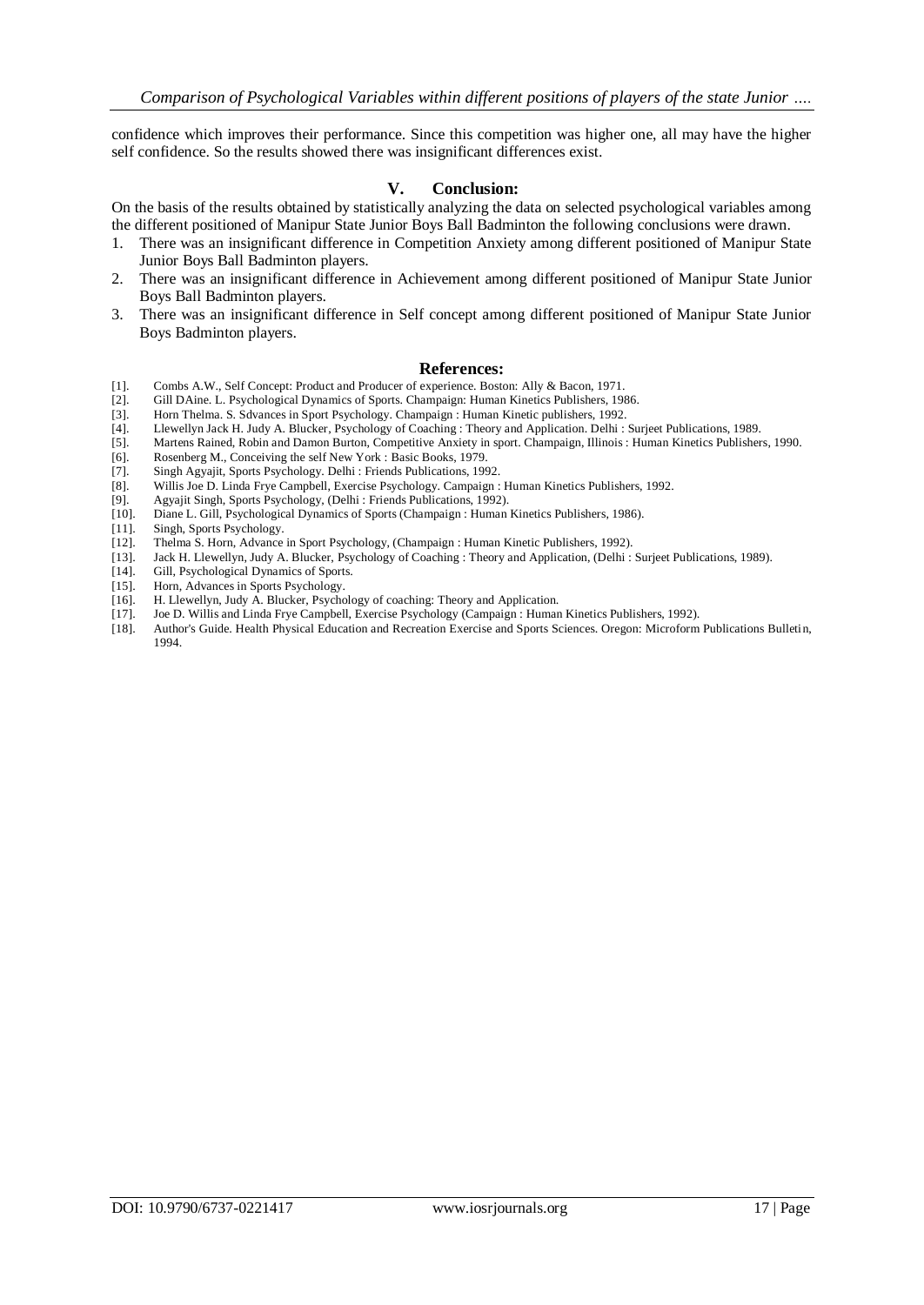confidence which improves their performance. Since this competition was higher one, all may have the higher self confidence. So the results showed there was insignificant differences exist.

## V. Conclusion:

On the basis of the results obtained by statistically analyzing the data on selected psychological variables among the different positioned of Manipur State Junior Boys Ball Badminton the following conclusions were drawn.

1. There was an insignificant difference in Competition Anxiety among different positioned of Manipur State Junior Boys Ball Badminton players.
2. There was an insignificant difference in Achievement among different positioned of Manipur State Junior Boys Ball Badminton players.
3. There was an insignificant difference in Self concept among different positioned of Manipur State Junior Boys Badminton players.

## References:

[1]. Combs A.W., Self Concept: Product and Producer of experience. Boston: Ally & Bacon, 1971.
[2]. Gill DAine. L. Psychological Dynamics of Sports. Champaign: Human Kinetics Publishers, 1986.
[3]. Horn Thelma. S. Sdvances in Sport Psychology. Champaign : Human Kinetic publishers, 1992.
[4]. Llewellyn Jack H. Judy A. Blucker, Psychology of Coaching : Theory and Application. Delhi : Surjeet Publications, 1989.
[5]. Martens Rained, Robin and Damon Burton, Competitive Anxiety in sport. Champaign, Illinois : Human Kinetics Publishers, 1990.
[6]. Rosenberg M., Conceiving the self New York : Basic Books, 1979.
[7]. Singh Agyajit, Sports Psychology. Delhi : Friends Publications, 1992.
[8]. Willis Joe D. Linda Frye Campbell, Exercise Psychology. Campaign : Human Kinetics Publishers, 1992.
[9]. Agyajit Singh, Sports Psychology, (Delhi : Friends Publications, 1992).
[10]. Diane L. Gill, Psychological Dynamics of Sports (Champaign : Human Kinetics Publishers, 1986).
[11]. Singh, Sports Psychology.
[12]. Thelma S. Horn, Advance in Sport Psychology, (Champaign : Human Kinetic Publishers, 1992).
[13]. Jack H. Llewellyn, Judy A. Blucker, Psychology of Coaching : Theory and Application, (Delhi : Surjeet Publications, 1989).
[14]. Gill, Psychological Dynamics of Sports.
[15]. Horn, Advances in Sports Psychology.
[16]. H. Llewellyn, Judy A. Blucker, Psychology of coaching: Theory and Application.
[17]. Joe D. Willis and Linda Frye Campbell, Exercise Psychology (Campaign : Human Kinetics Publishers, 1992).
[18]. Author's Guide. Health Physical Education and Recreation Exercise and Sports Sciences. Oregon: Microform Publications Bulletin, 1994.